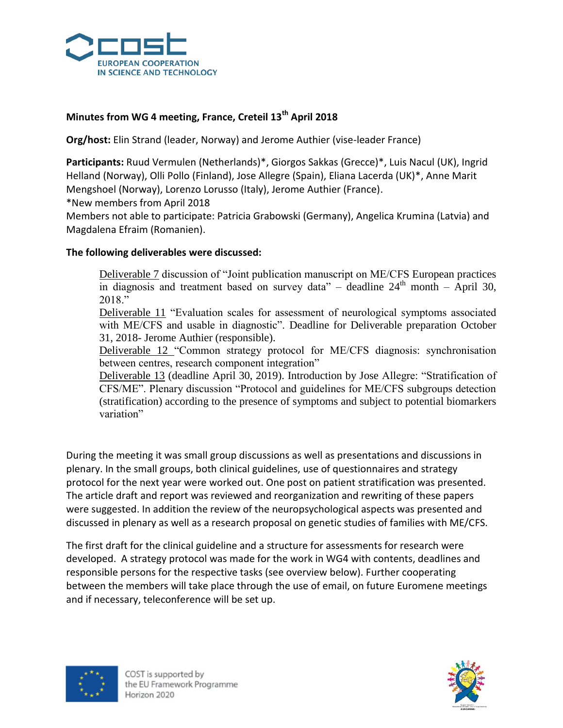## Minutes from WG 4 meeting, France, Creteil 13th April 2018

**Org/host:** Elin Strand (leader, Norway) and Jerome Authier (vise-leader France)

**Participants:** Ruud Vermulen (Netherlands)*, Giorgos Sakkas (Grecce)*, Luis Nacul (UK), Ingrid Helland (Norway), Olli Pollo (Finland), Jose Allegre (Spain), Eliana Lacerda (UK)*, Anne Marit Mengshoel (Norway), Lorenzo Lorusso (Italy), Jerome Authier (France).
*New members from April 2018
Members not able to participate: Patricia Grabowski (Germany), Angelica Krumina (Latvia) and Magdalena Efraim (Romanien).

**The following deliverables were discussed:**

> Deliverable 7 discussion of "Joint publication manuscript on ME/CFS European practices in diagnosis and treatment based on survey data" – deadline 24th month – April 30, 2018."
> Deliverable 11 "Evaluation scales for assessment of neurological symptoms associated with ME/CFS and usable in diagnostic". Deadline for Deliverable preparation October 31, 2018- Jerome Authier (responsible).
> Deliverable 12 "Common strategy protocol for ME/CFS diagnosis: synchronisation between centres, research component integration"
> Deliverable 13 (deadline April 30, 2019). Introduction by Jose Allegre: "Stratification of CFS/ME". Plenary discussion "Protocol and guidelines for ME/CFS subgroups detection (stratification) according to the presence of symptoms and subject to potential biomarkers variation"

During the meeting it was small group discussions as well as presentations and discussions in plenary. In the small groups, both clinical guidelines, use of questionnaires and strategy protocol for the next year were worked out. One post on patient stratification was presented. The article draft and report was reviewed and reorganization and rewriting of these papers were suggested. In addition the review of the neuropsychological aspects was presented and discussed in plenary as well as a research proposal on genetic studies of families with ME/CFS.

The first draft for the clinical guideline and a structure for assessments for research were developed. A strategy protocol was made for the work in WG4 with contents, deadlines and responsible persons for the respective tasks (see overview below). Further cooperating between the members will take place through the use of email, on future Euromene meetings and if necessary, teleconference will be set up.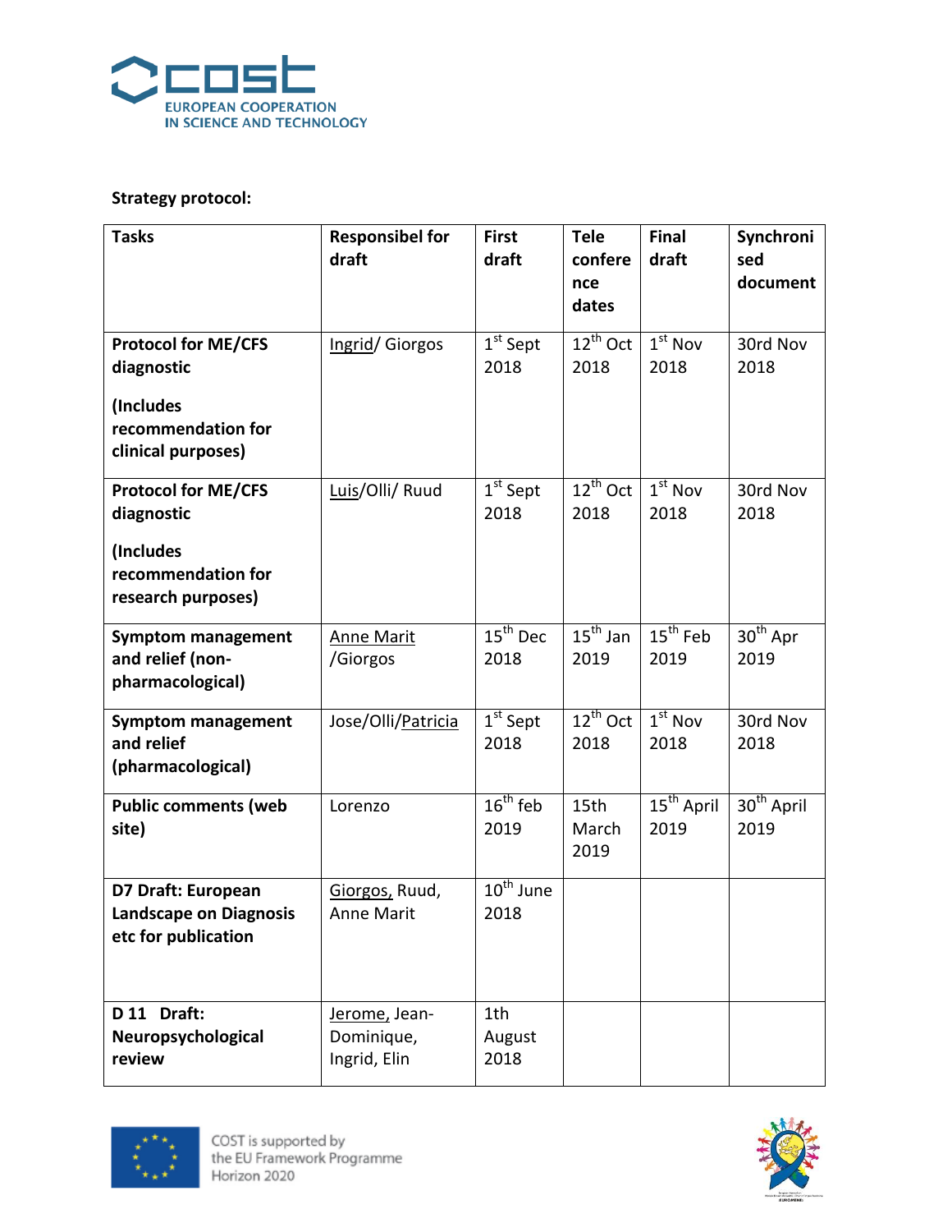**Strategy protocol:**

| Tasks | Responsibel for draft | First draft | Tele conference dates | Final draft | Synchronised document |
|---|---|---|---|---|---|
| **Protocol for ME/CFS diagnostic** **(Includes recommendation for clinical purposes)** | Ingrid/ Giorgos | 1st Sept 2018 | 12th Oct 2018 | 1st Nov 2018 | 30rd Nov 2018 |
| **Protocol for ME/CFS diagnostic** **(Includes recommendation for research purposes)** | Luis/Olli/ Ruud | 1st Sept 2018 | 12th Oct 2018 | 1st Nov 2018 | 30rd Nov 2018 |
| **Symptom management and relief (non-pharmacological)** | Anne Marit /Giorgos | 15th Dec 2018 | 15th Jan 2019 | 15th Feb 2019 | 30th Apr 2019 |
| **Symptom management and relief (pharmacological)** | Jose/Olli/Patricia | 1st Sept 2018 | 12th Oct 2018 | 1st Nov 2018 | 30rd Nov 2018 |
| **Public comments (web site)** | Lorenzo | 16th feb 2019 | 15th March 2019 | 15th April 2019 | 30th April 2019 |
| **D7 Draft: European Landscape on Diagnosis etc for publication** | Giorgos, Ruud, Anne Marit | 10th June 2018 | | | |
| **D 11 Draft: Neuropsychological review** | Jerome, Jean-Dominique, Ingrid, Elin | 1th August 2018 | | | |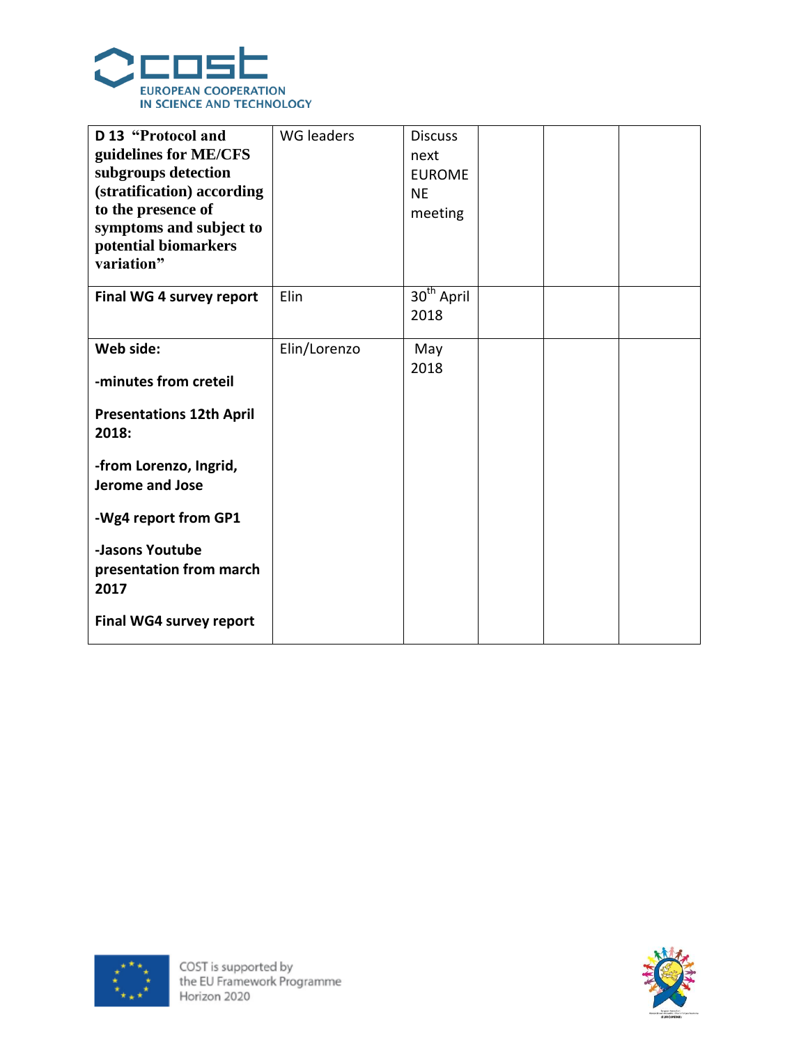| | | | | | |
|---|---|---|---|---|---|
| **D 13 "Protocol and guidelines for ME/CFS subgroups detection (stratification) according to the presence of symptoms and subject to potential biomarkers variation"** | WG leaders | Discuss next EUROMENE meeting | | | |
| **Final WG 4 survey report** | Elin | 30th April 2018 | | | |
| **Web side:**<br><br>**-minutes from creteil**<br><br>**Presentations 12th April 2018:**<br><br>**-from Lorenzo, Ingrid, Jerome and Jose**<br><br>**-Wg4 report from GP1**<br><br>**-Jasons Youtube presentation from march 2017**<br><br>**Final WG4 survey report** | Elin/Lorenzo | May 2018 | | | |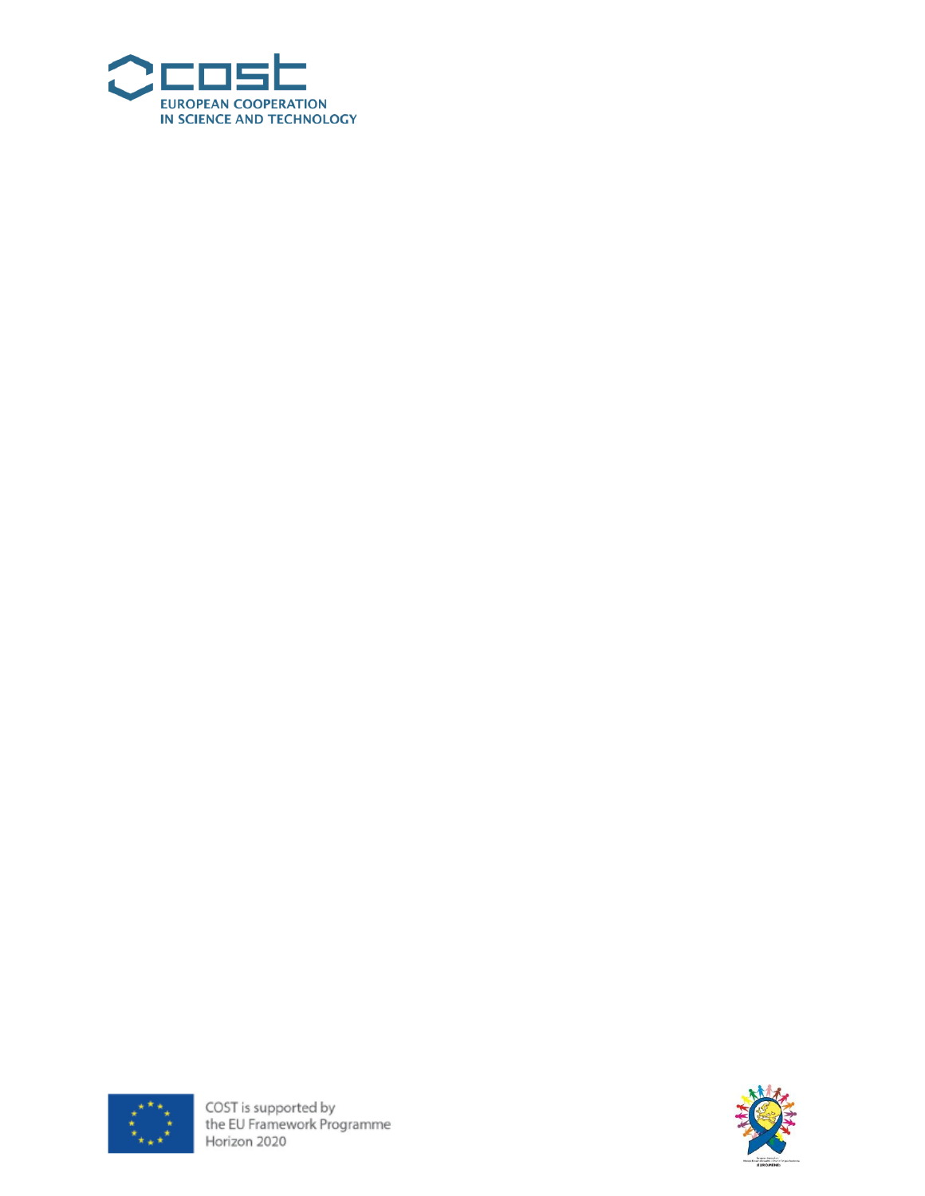EUROPEAN COOPERATION IN SCIENCE AND TECHNOLOGY

COST is supported by the EU Framework Programme Horizon 2020